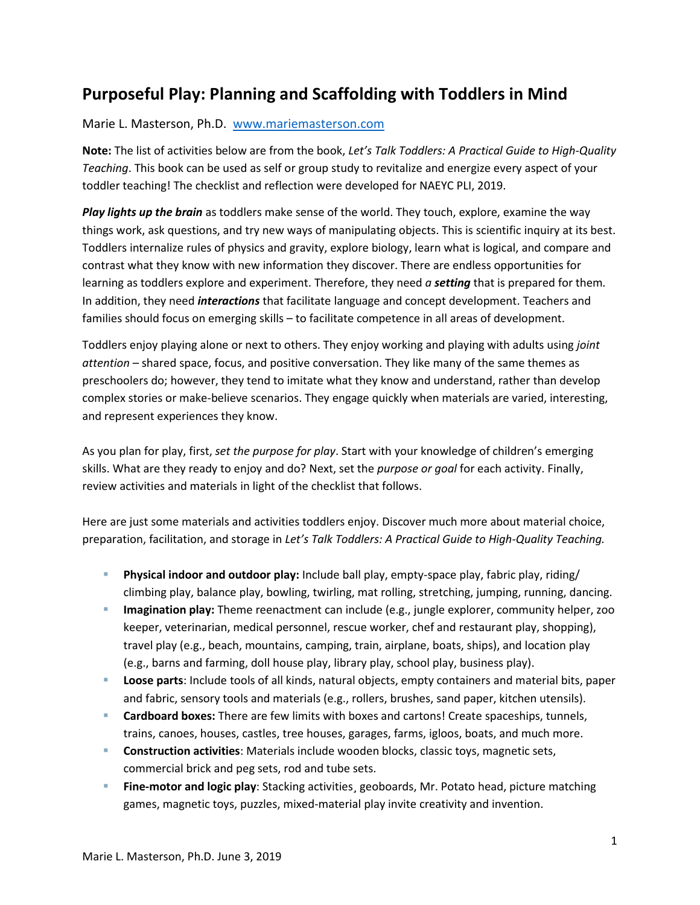# Purposeful Play: Planning and Scaffolding with Toddlers in Mind

Marie L. Masterson, Ph.D. [www.mariemasterson.com](http://www.mariemasterson.com)

**Note:** The list of activities below are from the book, *Let's Talk Toddlers: A Practical Guide to High-Quality Teaching*. This book can be used as self or group study to revitalize and energize every aspect of your toddler teaching! The checklist and reflection were developed for NAEYC PLI, 2019.

***Play lights up the brain*** as toddlers make sense of the world. They touch, explore, examine the way things work, ask questions, and try new ways of manipulating objects. This is scientific inquiry at its best. Toddlers internalize rules of physics and gravity, explore biology, learn what is logical, and compare and contrast what they know with new information they discover. There are endless opportunities for learning as toddlers explore and experiment. Therefore, they need ***a setting*** that is prepared for them. In addition, they need ***interactions*** that facilitate language and concept development. Teachers and families should focus on emerging skills – to facilitate competence in all areas of development.

Toddlers enjoy playing alone or next to others. They enjoy working and playing with adults using *joint attention* – shared space, focus, and positive conversation. They like many of the same themes as preschoolers do; however, they tend to imitate what they know and understand, rather than develop complex stories or make-believe scenarios. They engage quickly when materials are varied, interesting, and represent experiences they know.

As you plan for play, first, *set the purpose for play*. Start with your knowledge of children's emerging skills. What are they ready to enjoy and do? Next, set the *purpose or goal* for each activity. Finally, review activities and materials in light of the checklist that follows.

Here are just some materials and activities toddlers enjoy. Discover much more about material choice, preparation, facilitation, and storage in *Let's Talk Toddlers: A Practical Guide to High-Quality Teaching.*

- **Physical indoor and outdoor play:** Include ball play, empty-space play, fabric play, riding/ climbing play, balance play, bowling, twirling, mat rolling, stretching, jumping, running, dancing.
- **Imagination play:** Theme reenactment can include (e.g., jungle explorer, community helper, zoo keeper, veterinarian, medical personnel, rescue worker, chef and restaurant play, shopping), travel play (e.g., beach, mountains, camping, train, airplane, boats, ships), and location play (e.g., barns and farming, doll house play, library play, school play, business play).
- **Loose parts**: Include tools of all kinds, natural objects, empty containers and material bits, paper and fabric, sensory tools and materials (e.g., rollers, brushes, sand paper, kitchen utensils).
- **Cardboard boxes:** There are few limits with boxes and cartons! Create spaceships, tunnels, trains, canoes, houses, castles, tree houses, garages, farms, igloos, boats, and much more.
- **Construction activities**: Materials include wooden blocks, classic toys, magnetic sets, commercial brick and peg sets, rod and tube sets.
- **Fine-motor and logic play**: Stacking activities¸ geoboards, Mr. Potato head, picture matching games, magnetic toys, puzzles, mixed-material play invite creativity and invention.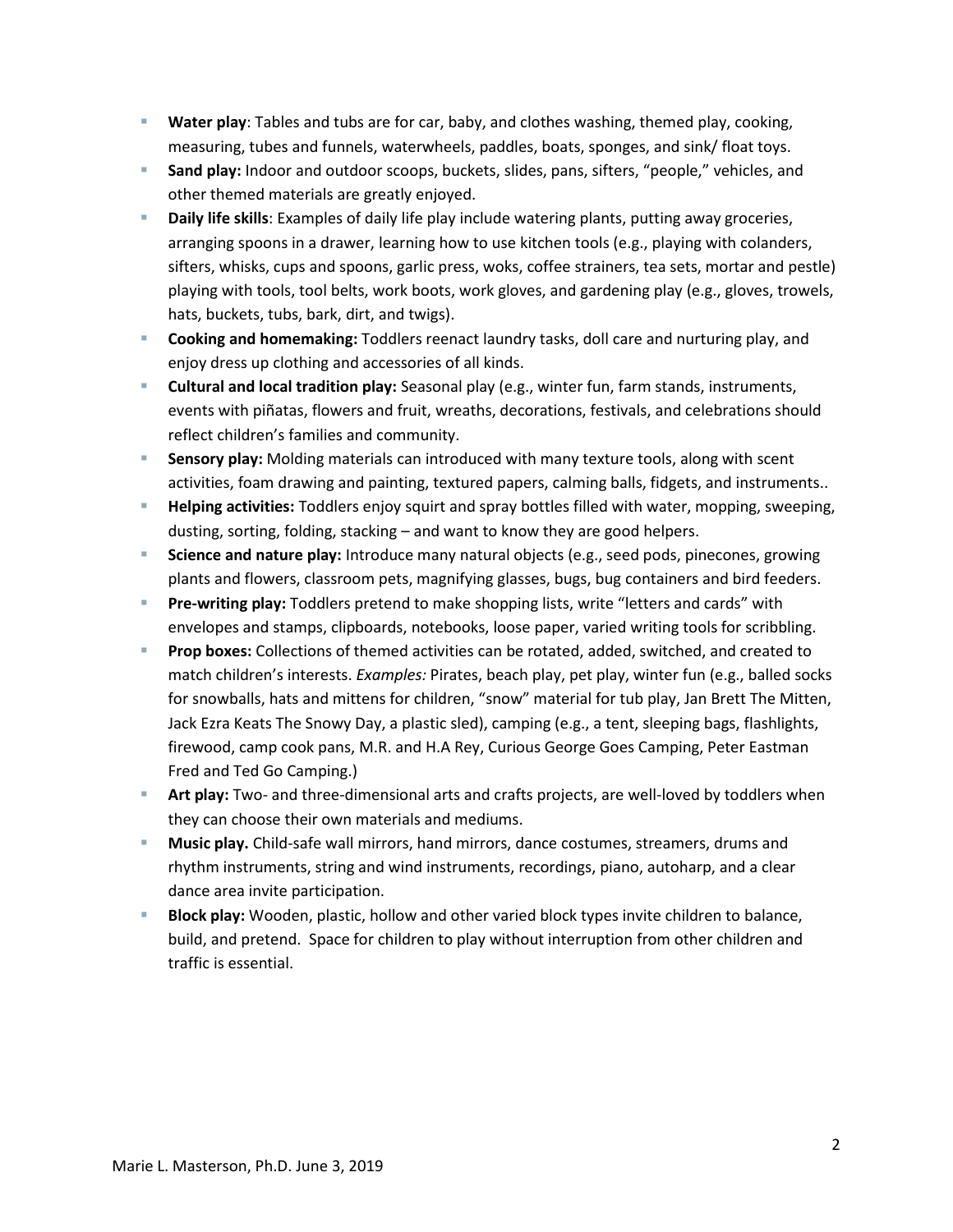- **Water play**: Tables and tubs are for car, baby, and clothes washing, themed play, cooking, measuring, tubes and funnels, waterwheels, paddles, boats, sponges, and sink/ float toys.
- **Sand play:** Indoor and outdoor scoops, buckets, slides, pans, sifters, "people," vehicles, and other themed materials are greatly enjoyed.
- **Daily life skills**: Examples of daily life play include watering plants, putting away groceries, arranging spoons in a drawer, learning how to use kitchen tools (e.g., playing with colanders, sifters, whisks, cups and spoons, garlic press, woks, coffee strainers, tea sets, mortar and pestle) playing with tools, tool belts, work boots, work gloves, and gardening play (e.g., gloves, trowels, hats, buckets, tubs, bark, dirt, and twigs).
- **Cooking and homemaking:** Toddlers reenact laundry tasks, doll care and nurturing play, and enjoy dress up clothing and accessories of all kinds.
- **Cultural and local tradition play:** Seasonal play (e.g., winter fun, farm stands, instruments, events with piñatas, flowers and fruit, wreaths, decorations, festivals, and celebrations should reflect children's families and community.
- **Sensory play:** Molding materials can introduced with many texture tools, along with scent activities, foam drawing and painting, textured papers, calming balls, fidgets, and instruments..
- **Helping activities:** Toddlers enjoy squirt and spray bottles filled with water, mopping, sweeping, dusting, sorting, folding, stacking – and want to know they are good helpers.
- **Science and nature play:** Introduce many natural objects (e.g., seed pods, pinecones, growing plants and flowers, classroom pets, magnifying glasses, bugs, bug containers and bird feeders.
- **Pre-writing play:** Toddlers pretend to make shopping lists, write "letters and cards" with envelopes and stamps, clipboards, notebooks, loose paper, varied writing tools for scribbling.
- **Prop boxes:** Collections of themed activities can be rotated, added, switched, and created to match children's interests. *Examples:* Pirates, beach play, pet play, winter fun (e.g., balled socks for snowballs, hats and mittens for children, "snow" material for tub play, Jan Brett The Mitten, Jack Ezra Keats The Snowy Day, a plastic sled), camping (e.g., a tent, sleeping bags, flashlights, firewood, camp cook pans, M.R. and H.A Rey, Curious George Goes Camping, Peter Eastman Fred and Ted Go Camping.)
- **Art play:** Two- and three-dimensional arts and crafts projects, are well-loved by toddlers when they can choose their own materials and mediums.
- **Music play.** Child-safe wall mirrors, hand mirrors, dance costumes, streamers, drums and rhythm instruments, string and wind instruments, recordings, piano, autoharp, and a clear dance area invite participation.
- **Block play:** Wooden, plastic, hollow and other varied block types invite children to balance, build, and pretend. Space for children to play without interruption from other children and traffic is essential.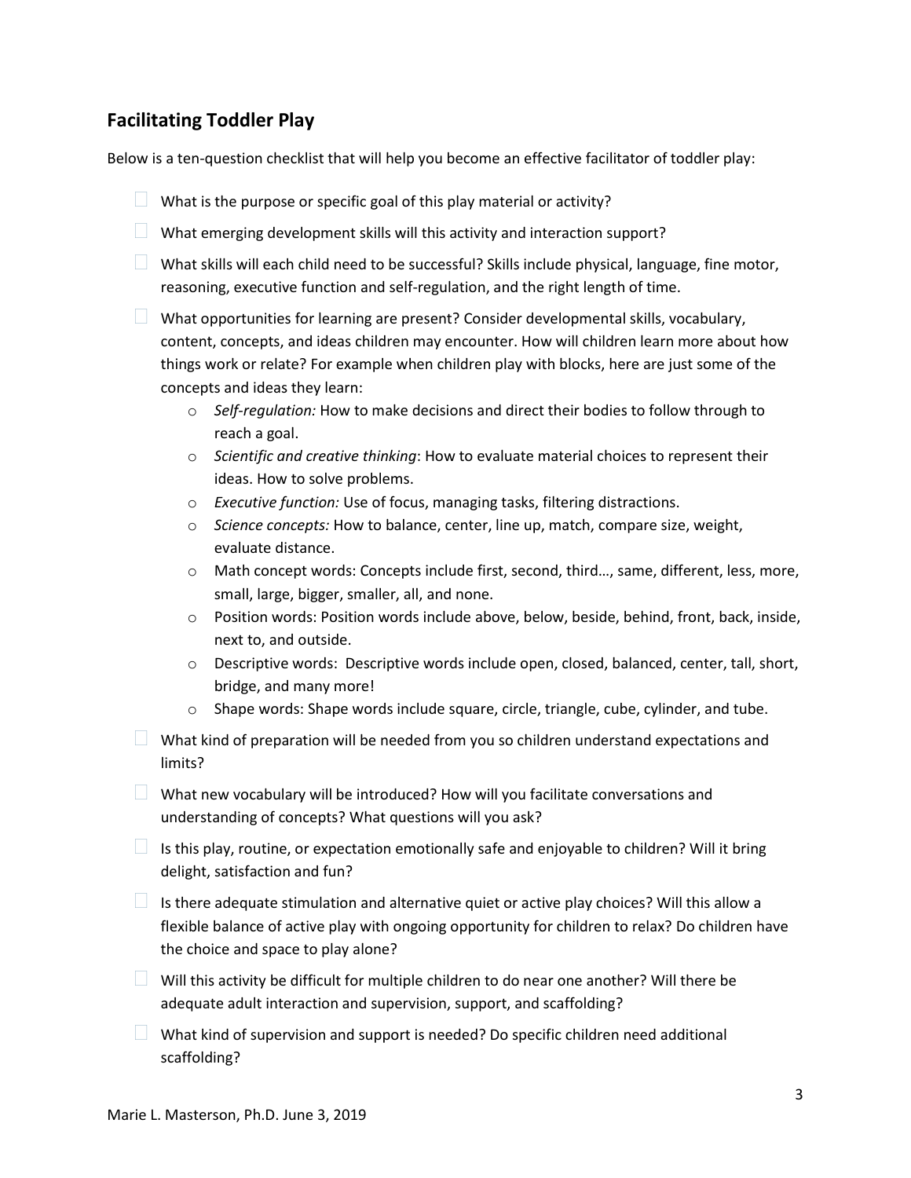## Facilitating Toddler Play

Below is a ten-question checklist that will help you become an effective facilitator of toddler play:

- [ ] What is the purpose or specific goal of this play material or activity?
- [ ] What emerging development skills will this activity and interaction support?
- [ ] What skills will each child need to be successful? Skills include physical, language, fine motor, reasoning, executive function and self-regulation, and the right length of time.
- [ ] What opportunities for learning are present? Consider developmental skills, vocabulary, content, concepts, and ideas children may encounter. How will children learn more about how things work or relate? For example when children play with blocks, here are just some of the concepts and ideas they learn:
    - *Self-regulation:* How to make decisions and direct their bodies to follow through to reach a goal.
    - *Scientific and creative thinking*: How to evaluate material choices to represent their ideas. How to solve problems.
    - *Executive function:* Use of focus, managing tasks, filtering distractions.
    - *Science concepts:* How to balance, center, line up, match, compare size, weight, evaluate distance.
    - Math concept words: Concepts include first, second, third…, same, different, less, more, small, large, bigger, smaller, all, and none.
    - Position words: Position words include above, below, beside, behind, front, back, inside, next to, and outside.
    - Descriptive words: Descriptive words include open, closed, balanced, center, tall, short, bridge, and many more!
    - Shape words: Shape words include square, circle, triangle, cube, cylinder, and tube.
- [ ] What kind of preparation will be needed from you so children understand expectations and limits?
- [ ] What new vocabulary will be introduced? How will you facilitate conversations and understanding of concepts? What questions will you ask?
- [ ] Is this play, routine, or expectation emotionally safe and enjoyable to children? Will it bring delight, satisfaction and fun?
- [ ] Is there adequate stimulation and alternative quiet or active play choices? Will this allow a flexible balance of active play with ongoing opportunity for children to relax? Do children have the choice and space to play alone?
- [ ] Will this activity be difficult for multiple children to do near one another? Will there be adequate adult interaction and supervision, support, and scaffolding?
- [ ] What kind of supervision and support is needed? Do specific children need additional scaffolding?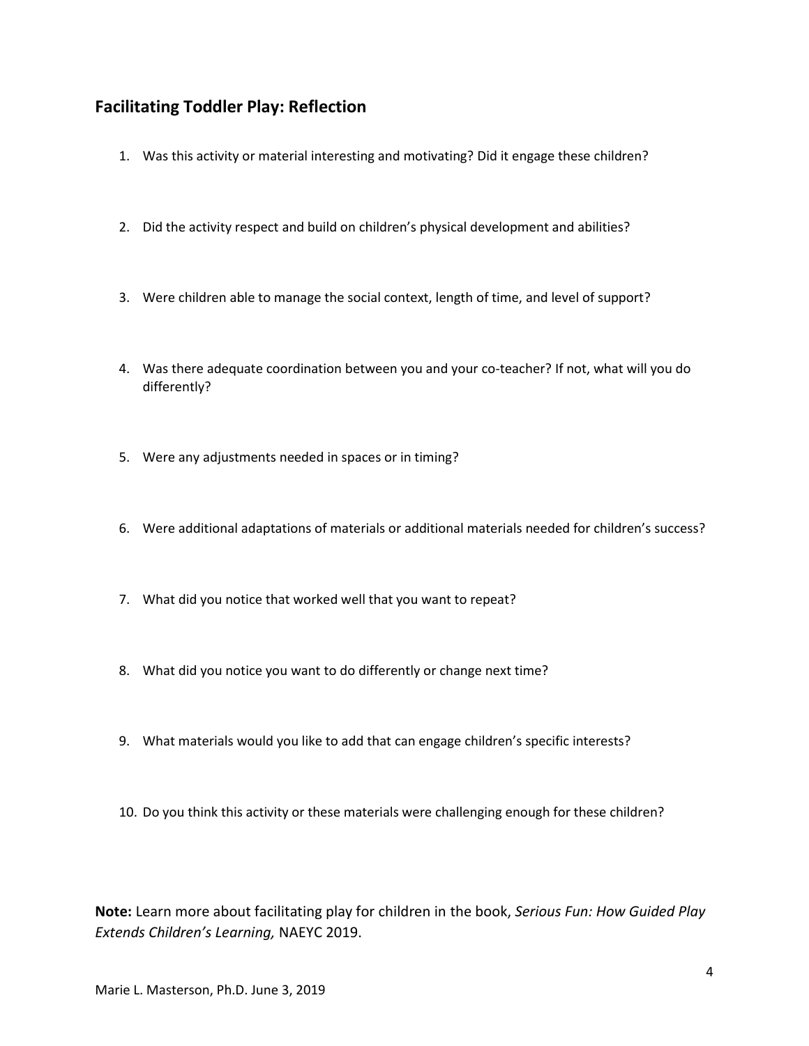## Facilitating Toddler Play: Reflection

1. Was this activity or material interesting and motivating? Did it engage these children?
2. Did the activity respect and build on children's physical development and abilities?
3. Were children able to manage the social context, length of time, and level of support?
4. Was there adequate coordination between you and your co-teacher? If not, what will you do differently?
5. Were any adjustments needed in spaces or in timing?
6. Were additional adaptations of materials or additional materials needed for children's success?
7. What did you notice that worked well that you want to repeat?
8. What did you notice you want to do differently or change next time?
9. What materials would you like to add that can engage children's specific interests?
10. Do you think this activity or these materials were challenging enough for these children?

**Note:** Learn more about facilitating play for children in the book, *Serious Fun: How Guided Play Extends Children's Learning,* NAEYC 2019.

Marie L. Masterson, Ph.D. June 3, 2019